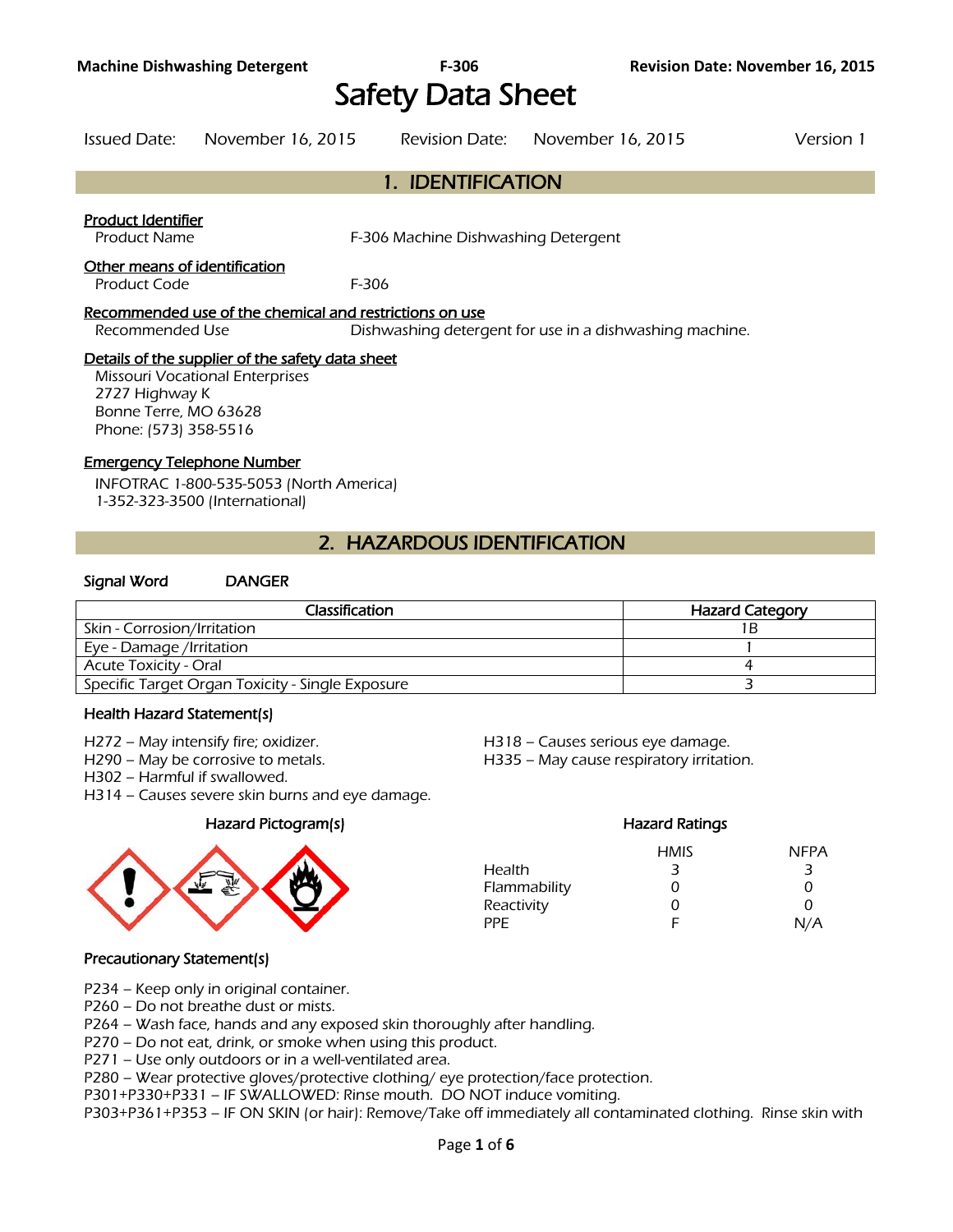# Safety Data Sheet

Issued Date: November 16, 2015 Revision Date: November 16, 2015 Version 1

## 1. IDENTIFICATION

**Product Identifier**

Product Name F-306 Machine Dishwashing Detergent

**Other means of identification**

Product Code F-306

**Recommended use of the chemical and restrictions on use**

Recommended Use Dishwashing detergent for use in a dishwashing machine.

**Details of the supplier of the safety data sheet**

Missouri Vocational Enterprises
2727 Highway K
Bonne Terre, MO 63628
Phone: (573) 358-5516

**Emergency Telephone Number**

INFOTRAC 1-800-535-5053 (North America)
1-352-323-3500 (International)

## 2. HAZARDOUS IDENTIFICATION

**Signal Word** DANGER

| Classification | Hazard Category |
|---|---|
| Skin - Corrosion/Irritation | 1B |
| Eye - Damage /Irritation | 1 |
| Acute Toxicity - Oral | 4 |
| Specific Target Organ Toxicity - Single Exposure | 3 |

### Health Hazard Statement(s)

H272 – May intensify fire; oxidizer.
H290 – May be corrosive to metals.
H302 – Harmful if swallowed.
H314 – Causes severe skin burns and eye damage.
H318 – Causes serious eye damage.
H335 – May cause respiratory irritation.

### Hazard Pictogram(s)

### Hazard Ratings

| | HMIS | NFPA |
|---|---|---|
| Health | 3 | 3 |
| Flammability | 0 | 0 |
| Reactivity | 0 | 0 |
| PPE | F | N/A |

### Precautionary Statement(s)

P234 – Keep only in original container.
P260 – Do not breathe dust or mists.
P264 – Wash face, hands and any exposed skin thoroughly after handling.
P270 – Do not eat, drink, or smoke when using this product.
P271 – Use only outdoors or in a well-ventilated area.
P280 – Wear protective gloves/protective clothing/ eye protection/face protection.
P301+P330+P331 – IF SWALLOWED: Rinse mouth. DO NOT induce vomiting.
P303+P361+P353 – IF ON SKIN (or hair): Remove/Take off immediately all contaminated clothing. Rinse skin with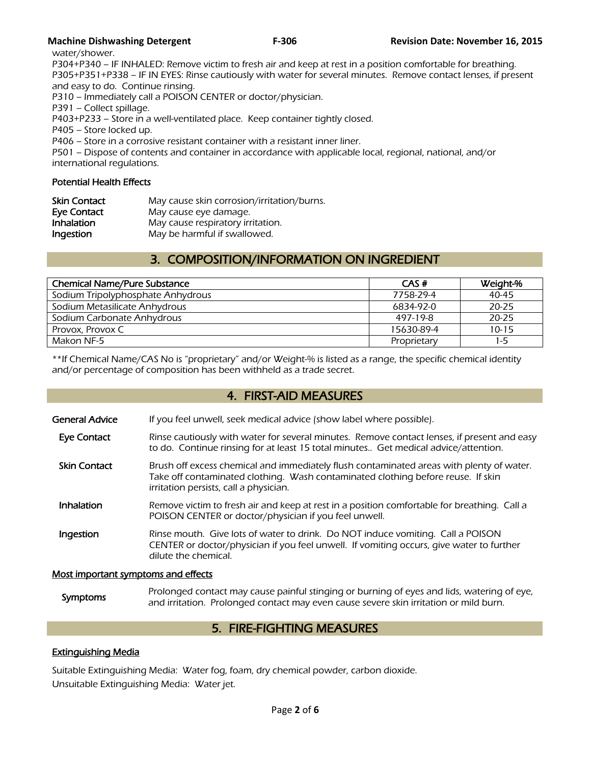water/shower.

P304+P340 – IF INHALED: Remove victim to fresh air and keep at rest in a position comfortable for breathing.

P305+P351+P338 – IF IN EYES: Rinse cautiously with water for several minutes. Remove contact lenses, if present and easy to do. Continue rinsing.

P310 – Immediately call a POISON CENTER or doctor/physician.

P391 – Collect spillage.

P403+P233 – Store in a well-ventilated place. Keep container tightly closed.

P405 – Store locked up.

P406 – Store in a corrosive resistant container with a resistant inner liner.

P501 – Dispose of contents and container in accordance with applicable local, regional, national, and/or international regulations.

### Potential Health Effects

**Skin Contact** May cause skin corrosion/irritation/burns.
**Eye Contact** May cause eye damage.
**Inhalation** May cause respiratory irritation.
**Ingestion** May be harmful if swallowed.

## 3. COMPOSITION/INFORMATION ON INGREDIENT

| Chemical Name/Pure Substance | CAS # | Weight-% |
|---|---|---|
| Sodium Tripolyphosphate Anhydrous | 7758-29-4 | 40-45 |
| Sodium Metasilicate Anhydrous | 6834-92-0 | 20-25 |
| Sodium Carbonate Anhydrous | 497-19-8 | 20-25 |
| Provox, Provox C | 15630-89-4 | 10-15 |
| Makon NF-5 | Proprietary | 1-5 |

**If Chemical Name/CAS No is "proprietary" and/or Weight-% is listed as a range, the specific chemical identity and/or percentage of composition has been withheld as a trade secret.

## 4. FIRST-AID MEASURES

**General Advice** If you feel unwell, seek medical advice (show label where possible).

**Eye Contact** Rinse cautiously with water for several minutes. Remove contact lenses, if present and easy to do. Continue rinsing for at least 15 total minutes.. Get medical advice/attention.

**Skin Contact** Brush off excess chemical and immediately flush contaminated areas with plenty of water. Take off contaminated clothing. Wash contaminated clothing before reuse. If skin irritation persists, call a physician.

**Inhalation** Remove victim to fresh air and keep at rest in a position comfortable for breathing. Call a POISON CENTER or doctor/physician if you feel unwell.

**Ingestion** Rinse mouth. Give lots of water to drink. Do NOT induce vomiting. Call a POISON CENTER or doctor/physician if you feel unwell. If vomiting occurs, give water to further dilute the chemical.

### Most important symptoms and effects

**Symptoms** Prolonged contact may cause painful stinging or burning of eyes and lids, watering of eye, and irritation. Prolonged contact may even cause severe skin irritation or mild burn.

## 5. FIRE-FIGHTING MEASURES

### Extinguishing Media

Suitable Extinguishing Media: Water fog, foam, dry chemical powder, carbon dioxide.

Unsuitable Extinguishing Media: Water jet.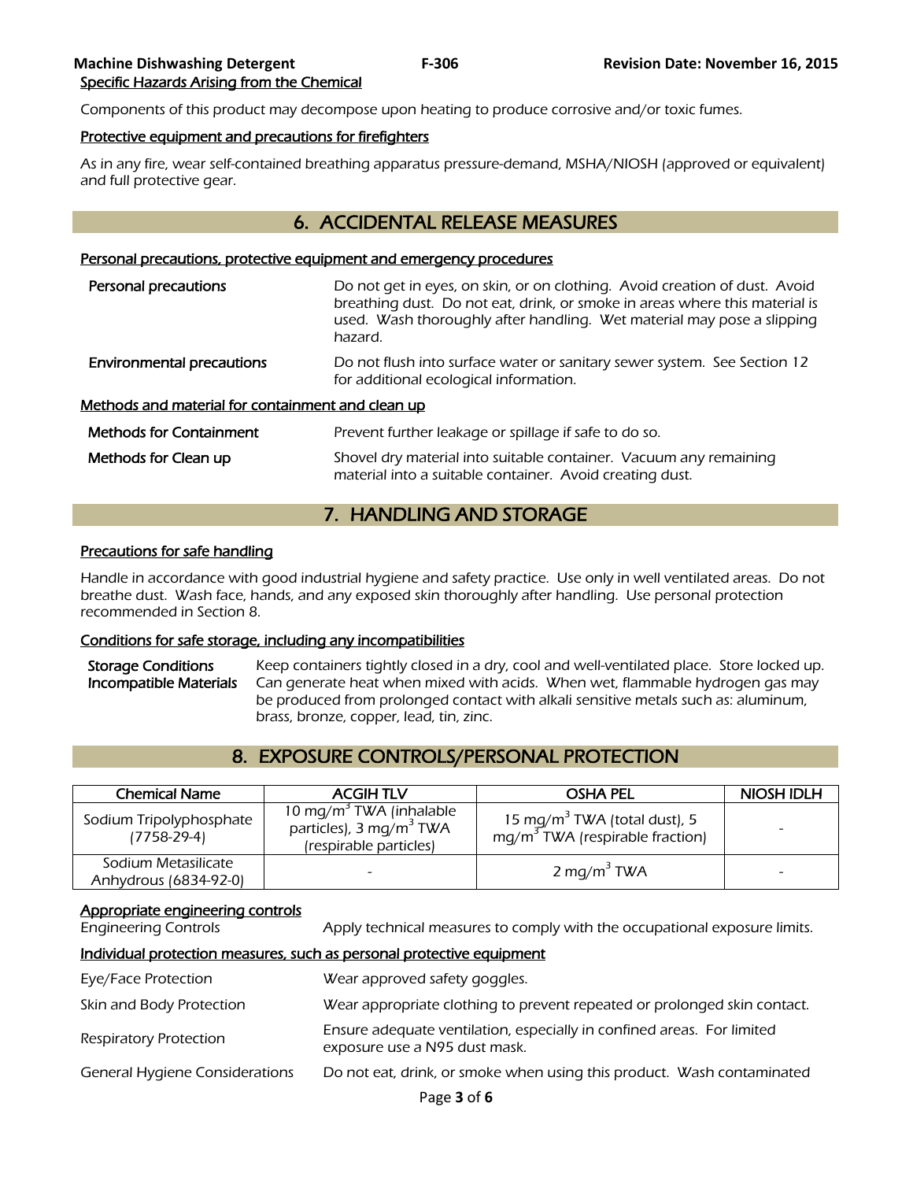Specific Hazards Arising from the Chemical

Components of this product may decompose upon heating to produce corrosive and/or toxic fumes.

Protective equipment and precautions for firefighters

As in any fire, wear self-contained breathing apparatus pressure-demand, MSHA/NIOSH (approved or equivalent) and full protective gear.

## 6. ACCIDENTAL RELEASE MEASURES

### Personal precautions, protective equipment and emergency procedures

**Personal precautions** — Do not get in eyes, on skin, or on clothing. Avoid creation of dust. Avoid breathing dust. Do not eat, drink, or smoke in areas where this material is used. Wash thoroughly after handling. Wet material may pose a slipping hazard.

**Environmental precautions** — Do not flush into surface water or sanitary sewer system. See Section 12 for additional ecological information.

### Methods and material for containment and clean up

**Methods for Containment** — Prevent further leakage or spillage if safe to do so.

**Methods for Clean up** — Shovel dry material into suitable container. Vacuum any remaining material into a suitable container. Avoid creating dust.

## 7. HANDLING AND STORAGE

### Precautions for safe handling

Handle in accordance with good industrial hygiene and safety practice. Use only in well ventilated areas. Do not breathe dust. Wash face, hands, and any exposed skin thoroughly after handling. Use personal protection recommended in Section 8.

### Conditions for safe storage, including any incompatibilities

**Storage Conditions** — Keep containers tightly closed in a dry, cool and well-ventilated place. Store locked up.

**Incompatible Materials** — Can generate heat when mixed with acids. When wet, flammable hydrogen gas may be produced from prolonged contact with alkali sensitive metals such as: aluminum, brass, bronze, copper, lead, tin, zinc.

## 8. EXPOSURE CONTROLS/PERSONAL PROTECTION

| Chemical Name | ACGIH TLV | OSHA PEL | NIOSH IDLH |
|---|---|---|---|
| Sodium Tripolyphosphate (7758-29-4) | 10 mg/m$^3$ TWA (inhalable particles), 3 mg/m$^3$ TWA (respirable particles) | 15 mg/m$^3$ TWA (total dust), 5 mg/m$^3$ TWA (respirable fraction) | - |
| Sodium Metasilicate Anhydrous (6834-92-0) | - | 2 mg/m$^3$ TWA | - |

### Appropriate engineering controls

Engineering Controls — Apply technical measures to comply with the occupational exposure limits.

### Individual protection measures, such as personal protective equipment

Eye/Face Protection — Wear approved safety goggles.

Skin and Body Protection — Wear appropriate clothing to prevent repeated or prolonged skin contact.

Respiratory Protection — Ensure adequate ventilation, especially in confined areas. For limited exposure use a N95 dust mask.

General Hygiene Considerations — Do not eat, drink, or smoke when using this product. Wash contaminated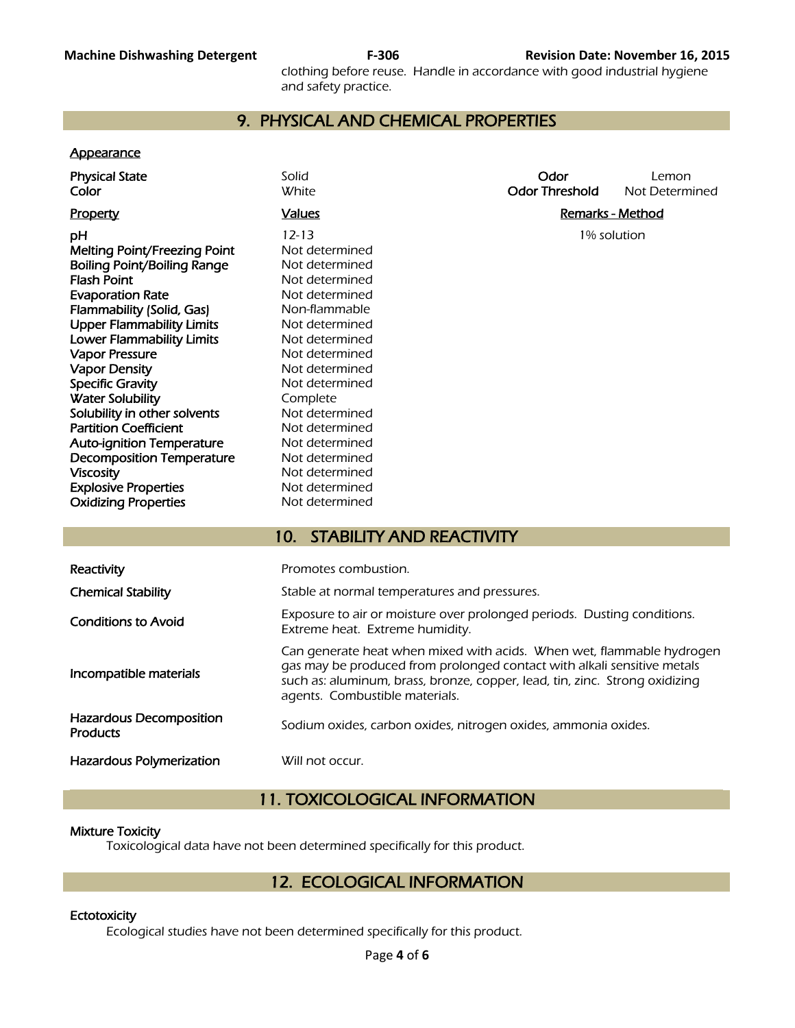clothing before reuse. Handle in accordance with good industrial hygiene and safety practice.

## 9. PHYSICAL AND CHEMICAL PROPERTIES

**Appearance**

| | | | |
|---|---|---|---|
| **Physical State** | Solid | **Odor** | Lemon |
| **Color** | White | **Odor Threshold** | Not Determined |

| **Property** | **Values** | **Remarks - Method** |
|---|---|---|
| **pH** | 12-13 | 1% solution |
| **Melting Point/Freezing Point** | Not determined | |
| **Boiling Point/Boiling Range** | Not determined | |
| **Flash Point** | Not determined | |
| **Evaporation Rate** | Not determined | |
| **Flammability (Solid, Gas)** | Non-flammable | |
| **Upper Flammability Limits** | Not determined | |
| **Lower Flammability Limits** | Not determined | |
| **Vapor Pressure** | Not determined | |
| **Vapor Density** | Not determined | |
| **Specific Gravity** | Not determined | |
| **Water Solubility** | Complete | |
| **Solubility in other solvents** | Not determined | |
| **Partition Coefficient** | Not determined | |
| **Auto-ignition Temperature** | Not determined | |
| **Decomposition Temperature** | Not determined | |
| **Viscosity** | Not determined | |
| **Explosive Properties** | Not determined | |
| **Oxidizing Properties** | Not determined | |

## 10. STABILITY AND REACTIVITY

| | |
|---|---|
| **Reactivity** | Promotes combustion. |
| **Chemical Stability** | Stable at normal temperatures and pressures. |
| **Conditions to Avoid** | Exposure to air or moisture over prolonged periods. Dusting conditions. Extreme heat. Extreme humidity. |
| **Incompatible materials** | Can generate heat when mixed with acids. When wet, flammable hydrogen gas may be produced from prolonged contact with alkali sensitive metals such as: aluminum, brass, bronze, copper, lead, tin, zinc. Strong oxidizing agents. Combustible materials. |
| **Hazardous Decomposition Products** | Sodium oxides, carbon oxides, nitrogen oxides, ammonia oxides. |
| **Hazardous Polymerization** | Will not occur. |

## 11. TOXICOLOGICAL INFORMATION

**Mixture Toxicity**

Toxicological data have not been determined specifically for this product.

## 12. ECOLOGICAL INFORMATION

**Ectotoxicity**

Ecological studies have not been determined specifically for this product.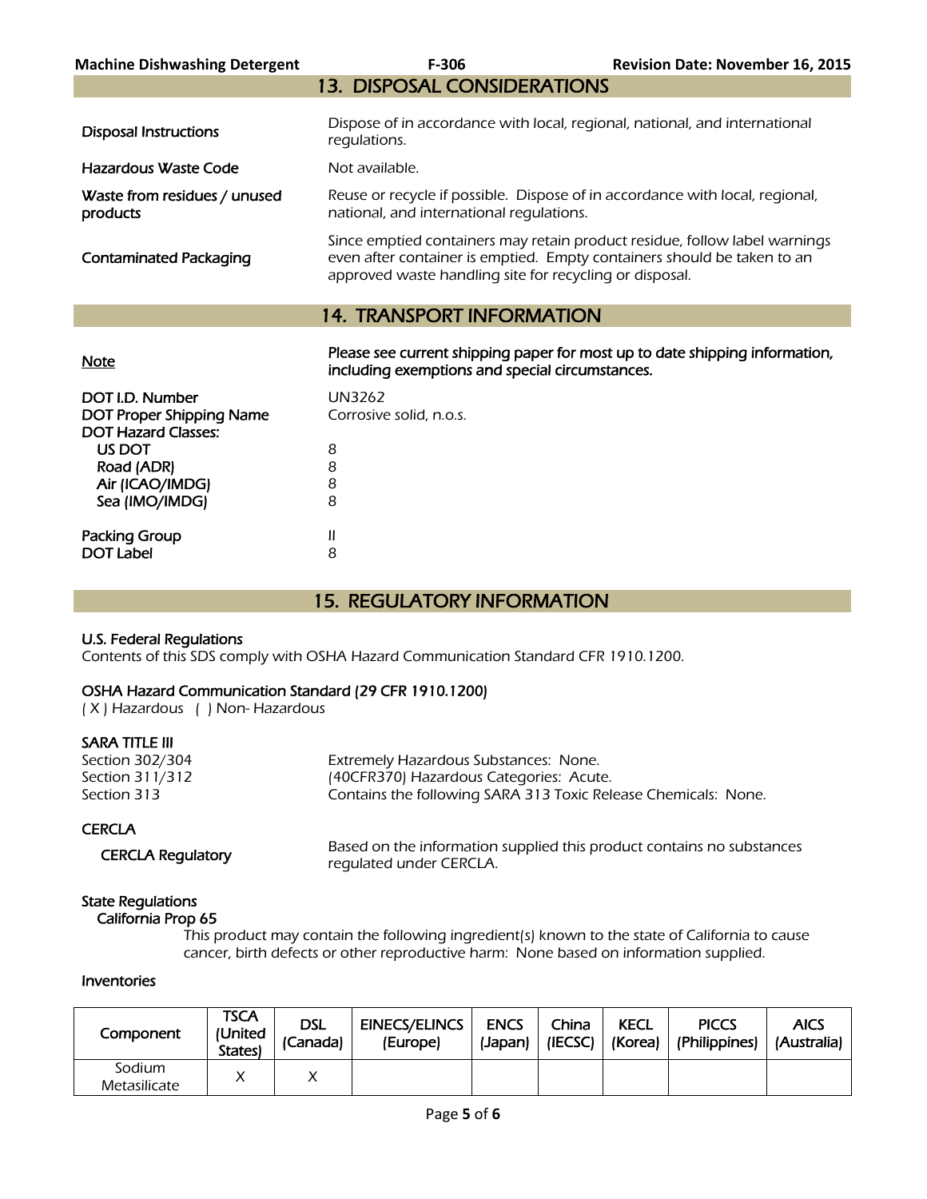## 13. DISPOSAL CONSIDERATIONS

| | |
|---|---|
| Disposal Instructions | Dispose of in accordance with local, regional, national, and international regulations. |
| Hazardous Waste Code | Not available. |
| Waste from residues / unused products | Reuse or recycle if possible. Dispose of in accordance with local, regional, national, and international regulations. |
| Contaminated Packaging | Since emptied containers may retain product residue, follow label warnings even after container is emptied. Empty containers should be taken to an approved waste handling site for recycling or disposal. |

## 14. TRANSPORT INFORMATION

<u>Note</u> — **Please see current shipping paper for most up to date shipping information, including exemptions and special circumstances.**

| | |
|---|---|
| DOT I.D. Number | UN3262 |
| DOT Proper Shipping Name | Corrosive solid, n.o.s. |
| DOT Hazard Classes: | |
| US DOT | 8 |
| Road (ADR) | 8 |
| Air (ICAO/IMDG) | 8 |
| Sea (IMO/IMDG) | 8 |
| Packing Group | II |
| DOT Label | 8 |

## 15. REGULATORY INFORMATION

**U.S. Federal Regulations**

Contents of this SDS comply with OSHA Hazard Communication Standard CFR 1910.1200.

**OSHA Hazard Communication Standard (29 CFR 1910.1200)**

( X ) Hazardous ( ) Non- Hazardous

**SARA TITLE III**

| | |
|---|---|
| Section 302/304 | Extremely Hazardous Substances: None. |
| Section 311/312 | (40CFR370) Hazardous Categories: Acute. |
| Section 313 | Contains the following SARA 313 Toxic Release Chemicals: None. |

**CERCLA**

CERCLA Regulatory — Based on the information supplied this product contains no substances regulated under CERCLA.

**State Regulations**

California Prop 65

This product may contain the following ingredient(s) known to the state of California to cause cancer, birth defects or other reproductive harm: None based on information supplied.

**Inventories**

| Component | TSCA (United States) | DSL (Canada) | EINECS/ELINCS (Europe) | ENCS (Japan) | China (IECSC) | KECL (Korea) | PICCS (Philippines) | AICS (Australia) |
|---|---|---|---|---|---|---|---|---|
| Sodium Metasilicate | X | X | | | | | | |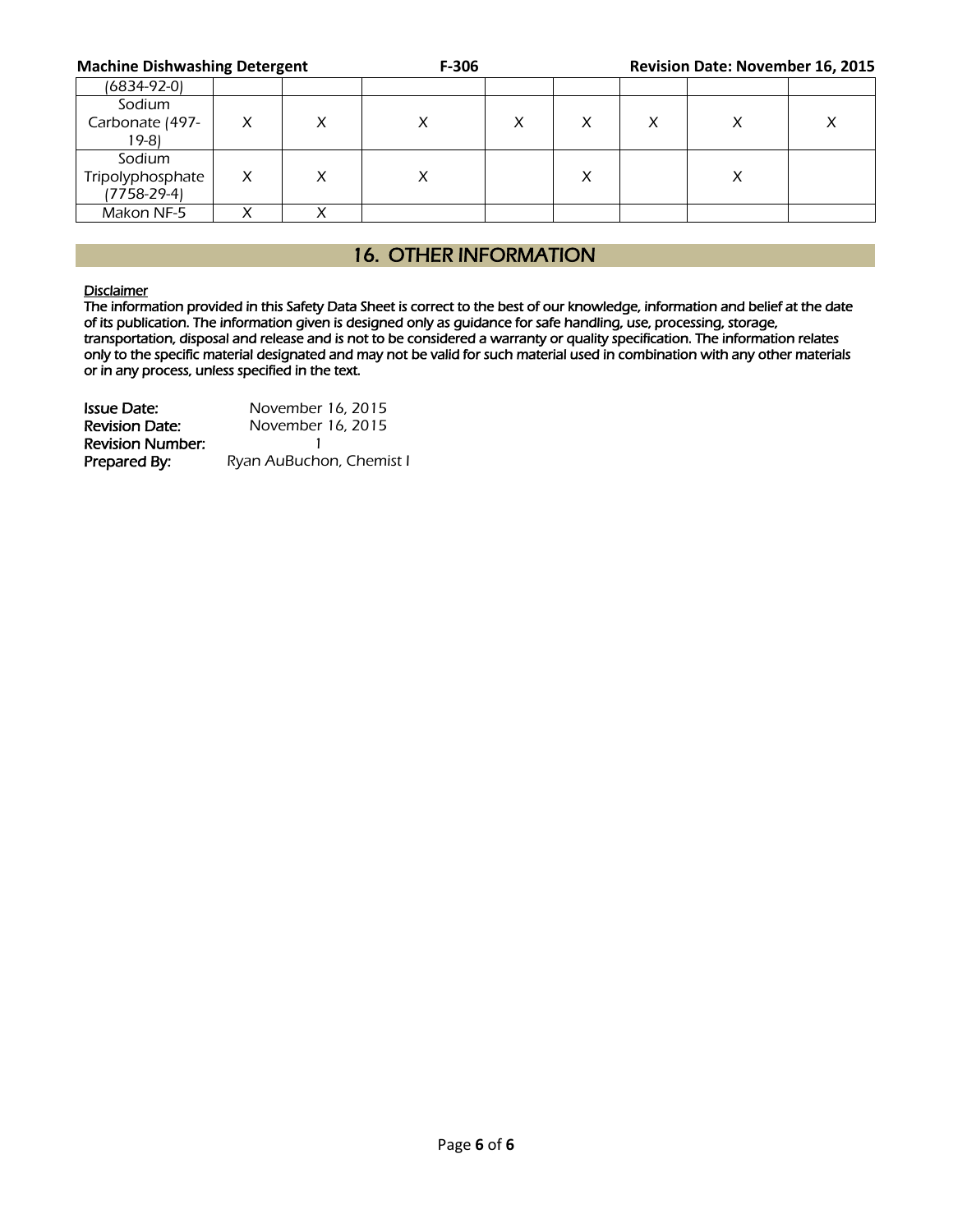| | | | | | | | | |
|---|---|---|---|---|---|---|---|---|
| (6834-92-0) | | | | | | | | |
| Sodium Carbonate (497-19-8) | X | X | X | X | X | X | X | X |
| Sodium Tripolyphosphate (7758-29-4) | X | X | X | | X | | X | |
| Makon NF-5 | X | X | | | | | | |

## 16. OTHER INFORMATION

Disclaimer

The information provided in this Safety Data Sheet is correct to the best of our knowledge, information and belief at the date of its publication. The information given is designed only as guidance for safe handling, use, processing, storage, transportation, disposal and release and is not to be considered a warranty or quality specification. The information relates only to the specific material designated and may not be valid for such material used in combination with any other materials or in any process, unless specified in the text.

**Issue Date:** November 16, 2015
**Revision Date:** November 16, 2015
**Revision Number:** 1
**Prepared By:** Ryan AuBuchon, Chemist I